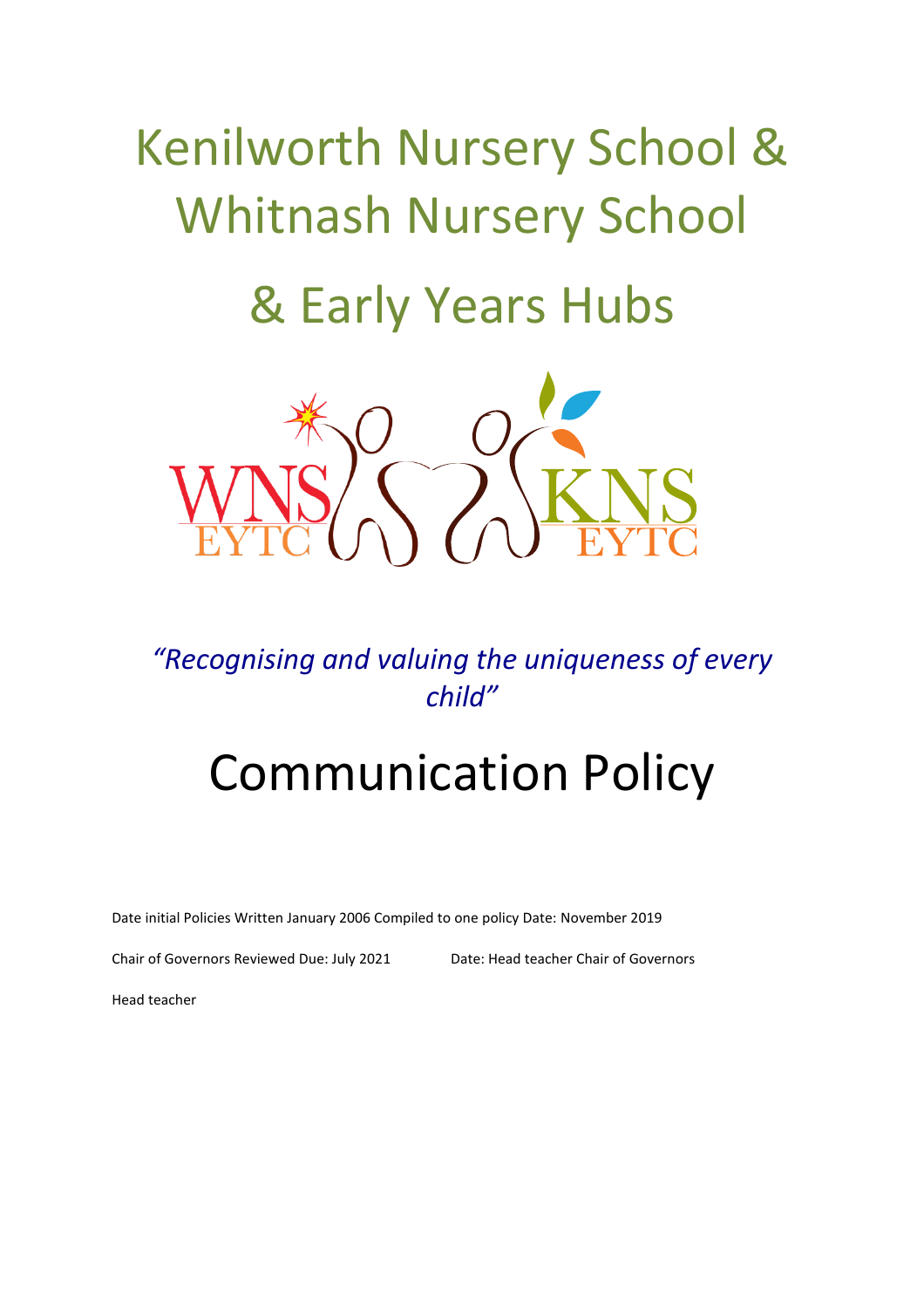# Kenilworth Nursery School & Whitnash Nursery School

# & Early Years Hubs

*"Recognising and valuing the uniqueness of every child"*

# Communication Policy

Date initial Policies Written January 2006 Compiled to one policy Date: November 2019

Chair of Governors Reviewed Due: July 2021 Date: Head teacher Chair of Governors

Head teacher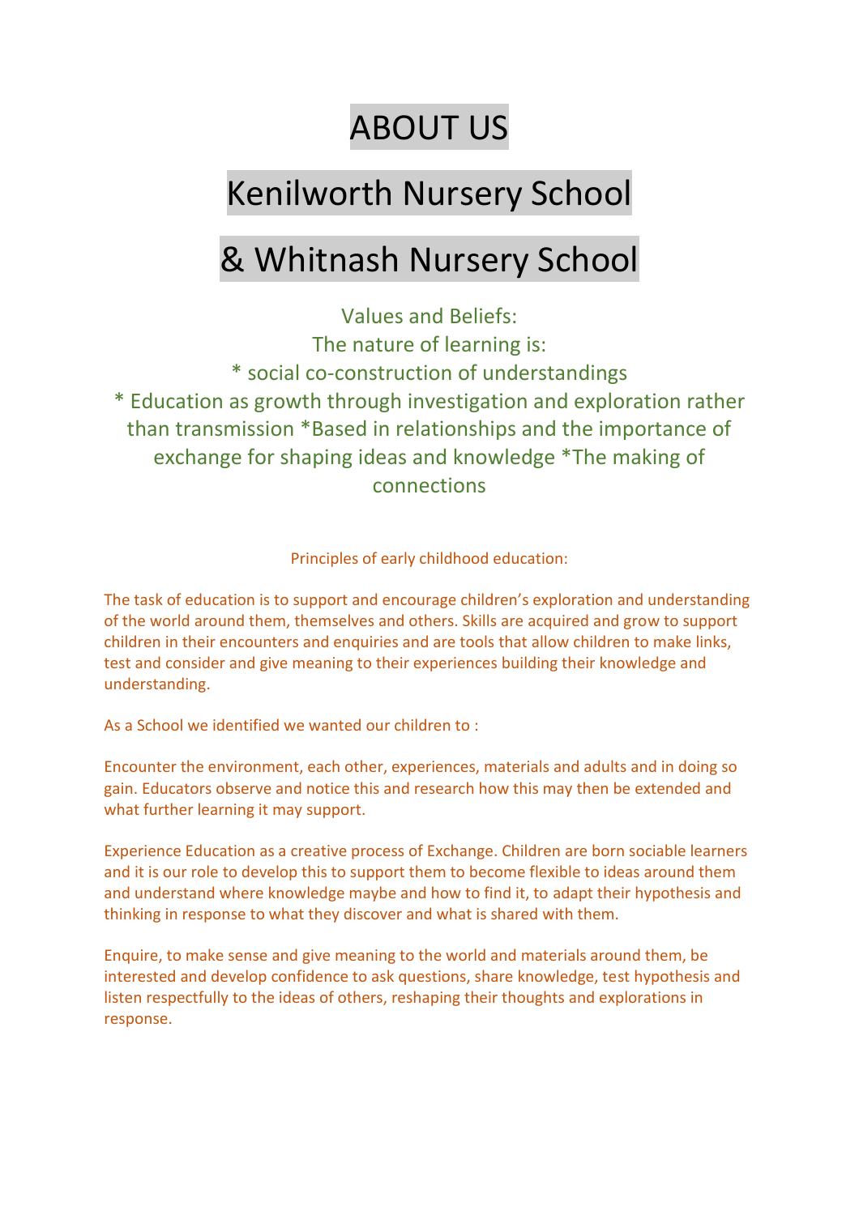# ABOUT US

# Kenilworth Nursery School

# & Whitnash Nursery School

Values and Beliefs:
The nature of learning is:
* social co-construction of understandings
* Education as growth through investigation and exploration rather than transmission *Based in relationships and the importance of exchange for shaping ideas and knowledge *The making of connections

Principles of early childhood education:

The task of education is to support and encourage children's exploration and understanding of the world around them, themselves and others. Skills are acquired and grow to support children in their encounters and enquiries and are tools that allow children to make links, test and consider and give meaning to their experiences building their knowledge and understanding.

As a School we identified we wanted our children to :

Encounter the environment, each other, experiences, materials and adults and in doing so gain. Educators observe and notice this and research how this may then be extended and what further learning it may support.

Experience Education as a creative process of Exchange. Children are born sociable learners and it is our role to develop this to support them to become flexible to ideas around them and understand where knowledge maybe and how to find it, to adapt their hypothesis and thinking in response to what they discover and what is shared with them.

Enquire, to make sense and give meaning to the world and materials around them, be interested and develop confidence to ask questions, share knowledge, test hypothesis and listen respectfully to the ideas of others, reshaping their thoughts and explorations in response.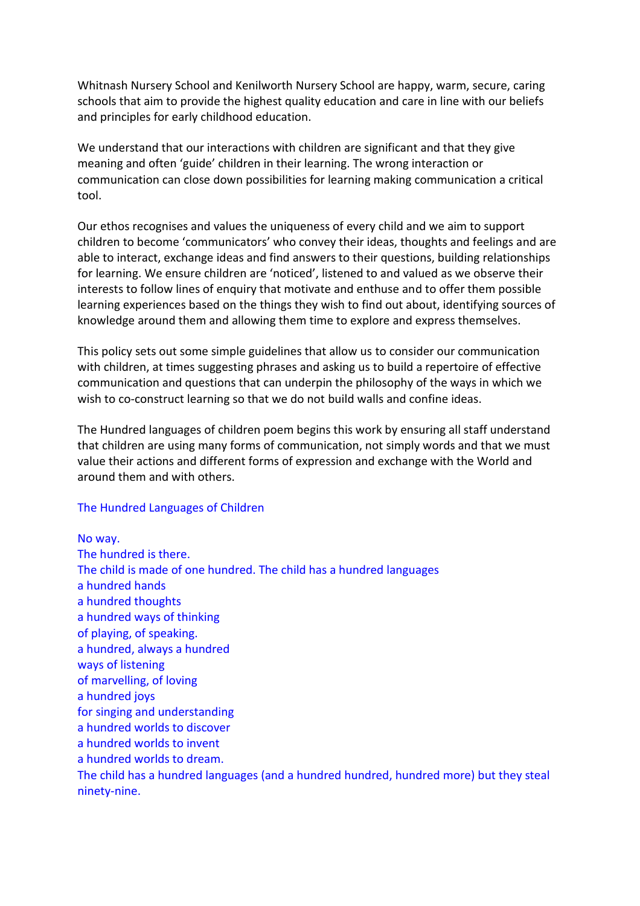Whitnash Nursery School and Kenilworth Nursery School are happy, warm, secure, caring schools that aim to provide the highest quality education and care in line with our beliefs and principles for early childhood education.

We understand that our interactions with children are significant and that they give meaning and often 'guide' children in their learning. The wrong interaction or communication can close down possibilities for learning making communication a critical tool.

Our ethos recognises and values the uniqueness of every child and we aim to support children to become 'communicators' who convey their ideas, thoughts and feelings and are able to interact, exchange ideas and find answers to their questions, building relationships for learning. We ensure children are 'noticed', listened to and valued as we observe their interests to follow lines of enquiry that motivate and enthuse and to offer them possible learning experiences based on the things they wish to find out about, identifying sources of knowledge around them and allowing them time to explore and express themselves.

This policy sets out some simple guidelines that allow us to consider our communication with children, at times suggesting phrases and asking us to build a repertoire of effective communication and questions that can underpin the philosophy of the ways in which we wish to co-construct learning so that we do not build walls and confine ideas.

The Hundred languages of children poem begins this work by ensuring all staff understand that children are using many forms of communication, not simply words and that we must value their actions and different forms of expression and exchange with the World and around them and with others.

The Hundred Languages of Children

No way.  
The hundred is there.  
The child is made of one hundred. The child has a hundred languages  
a hundred hands  
a hundred thoughts  
a hundred ways of thinking  
of playing, of speaking.  
a hundred, always a hundred  
ways of listening  
of marvelling, of loving  
a hundred joys  
for singing and understanding  
a hundred worlds to discover  
a hundred worlds to invent  
a hundred worlds to dream.  
The child has a hundred languages (and a hundred hundred, hundred more) but they steal ninety-nine.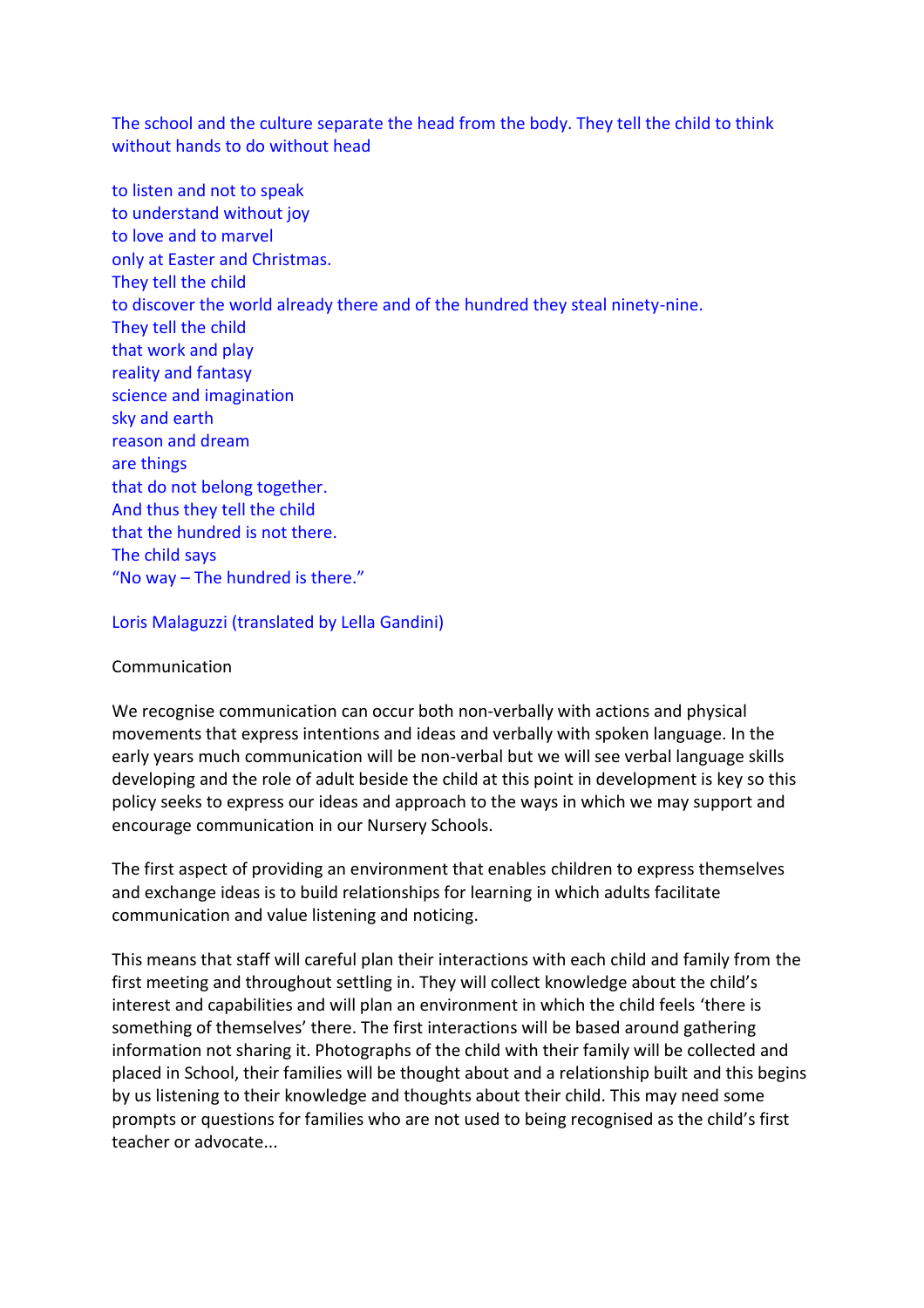The school and the culture separate the head from the body. They tell the child to think without hands to do without head

to listen and not to speak  
to understand without joy  
to love and to marvel  
only at Easter and Christmas.  
They tell the child  
to discover the world already there and of the hundred they steal ninety-nine.  
They tell the child  
that work and play  
reality and fantasy  
science and imagination  
sky and earth  
reason and dream  
are things  
that do not belong together.  
And thus they tell the child  
that the hundred is not there.  
The child says  
“No way – The hundred is there.”

Loris Malaguzzi (translated by Lella Gandini)

Communication

We recognise communication can occur both non-verbally with actions and physical movements that express intentions and ideas and verbally with spoken language. In the early years much communication will be non-verbal but we will see verbal language skills developing and the role of adult beside the child at this point in development is key so this policy seeks to express our ideas and approach to the ways in which we may support and encourage communication in our Nursery Schools.

The first aspect of providing an environment that enables children to express themselves and exchange ideas is to build relationships for learning in which adults facilitate communication and value listening and noticing.

This means that staff will careful plan their interactions with each child and family from the first meeting and throughout settling in. They will collect knowledge about the child’s interest and capabilities and will plan an environment in which the child feels ‘there is something of themselves’ there. The first interactions will be based around gathering information not sharing it. Photographs of the child with their family will be collected and placed in School, their families will be thought about and a relationship built and this begins by us listening to their knowledge and thoughts about their child. This may need some prompts or questions for families who are not used to being recognised as the child’s first teacher or advocate...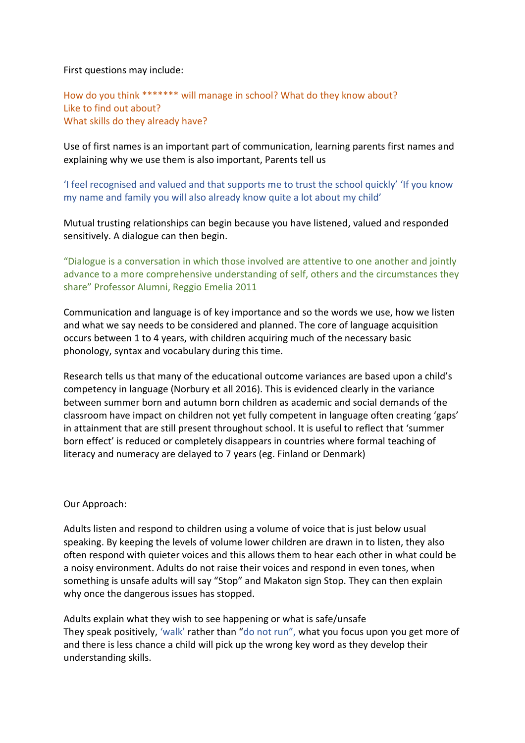First questions may include:

How do you think ******* will manage in school? What do they know about?
Like to find out about?
What skills do they already have?

Use of first names is an important part of communication, learning parents first names and explaining why we use them is also important, Parents tell us

'I feel recognised and valued and that supports me to trust the school quickly' 'If you know my name and family you will also already know quite a lot about my child'

Mutual trusting relationships can begin because you have listened, valued and responded sensitively. A dialogue can then begin.

"Dialogue is a conversation in which those involved are attentive to one another and jointly advance to a more comprehensive understanding of self, others and the circumstances they share" Professor Alumni, Reggio Emelia 2011

Communication and language is of key importance and so the words we use, how we listen and what we say needs to be considered and planned. The core of language acquisition occurs between 1 to 4 years, with children acquiring much of the necessary basic phonology, syntax and vocabulary during this time.

Research tells us that many of the educational outcome variances are based upon a child's competency in language (Norbury et all 2016). This is evidenced clearly in the variance between summer born and autumn born children as academic and social demands of the classroom have impact on children not yet fully competent in language often creating 'gaps' in attainment that are still present throughout school. It is useful to reflect that 'summer born effect' is reduced or completely disappears in countries where formal teaching of literacy and numeracy are delayed to 7 years (eg. Finland or Denmark)

Our Approach:

Adults listen and respond to children using a volume of voice that is just below usual speaking. By keeping the levels of volume lower children are drawn in to listen, they also often respond with quieter voices and this allows them to hear each other in what could be a noisy environment. Adults do not raise their voices and respond in even tones, when something is unsafe adults will say "Stop" and Makaton sign Stop. They can then explain why once the dangerous issues has stopped.

Adults explain what they wish to see happening or what is safe/unsafe
They speak positively, 'walk' rather than "do not run", what you focus upon you get more of and there is less chance a child will pick up the wrong key word as they develop their understanding skills.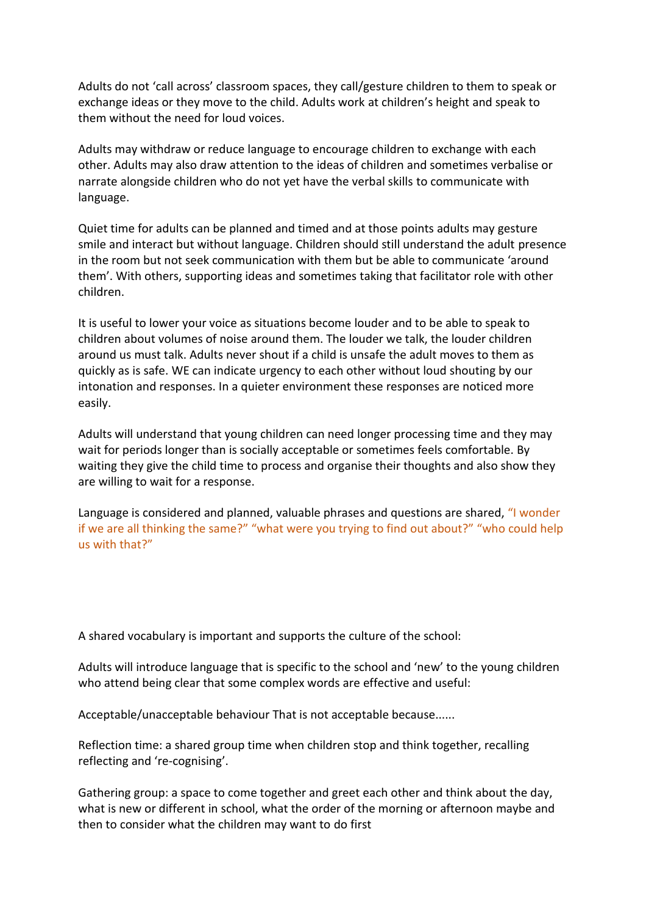Adults do not 'call across' classroom spaces, they call/gesture children to them to speak or exchange ideas or they move to the child. Adults work at children's height and speak to them without the need for loud voices.

Adults may withdraw or reduce language to encourage children to exchange with each other. Adults may also draw attention to the ideas of children and sometimes verbalise or narrate alongside children who do not yet have the verbal skills to communicate with language.

Quiet time for adults can be planned and timed and at those points adults may gesture smile and interact but without language. Children should still understand the adult presence in the room but not seek communication with them but be able to communicate 'around them'. With others, supporting ideas and sometimes taking that facilitator role with other children.

It is useful to lower your voice as situations become louder and to be able to speak to children about volumes of noise around them. The louder we talk, the louder children around us must talk. Adults never shout if a child is unsafe the adult moves to them as quickly as is safe. WE can indicate urgency to each other without loud shouting by our intonation and responses. In a quieter environment these responses are noticed more easily.

Adults will understand that young children can need longer processing time and they may wait for periods longer than is socially acceptable or sometimes feels comfortable. By waiting they give the child time to process and organise their thoughts and also show they are willing to wait for a response.

Language is considered and planned, valuable phrases and questions are shared, "I wonder if we are all thinking the same?" "what were you trying to find out about?" "who could help us with that?"

A shared vocabulary is important and supports the culture of the school:

Adults will introduce language that is specific to the school and 'new' to the young children who attend being clear that some complex words are effective and useful:

Acceptable/unacceptable behaviour That is not acceptable because......

Reflection time: a shared group time when children stop and think together, recalling reflecting and 're-cognising'.

Gathering group: a space to come together and greet each other and think about the day, what is new or different in school, what the order of the morning or afternoon maybe and then to consider what the children may want to do first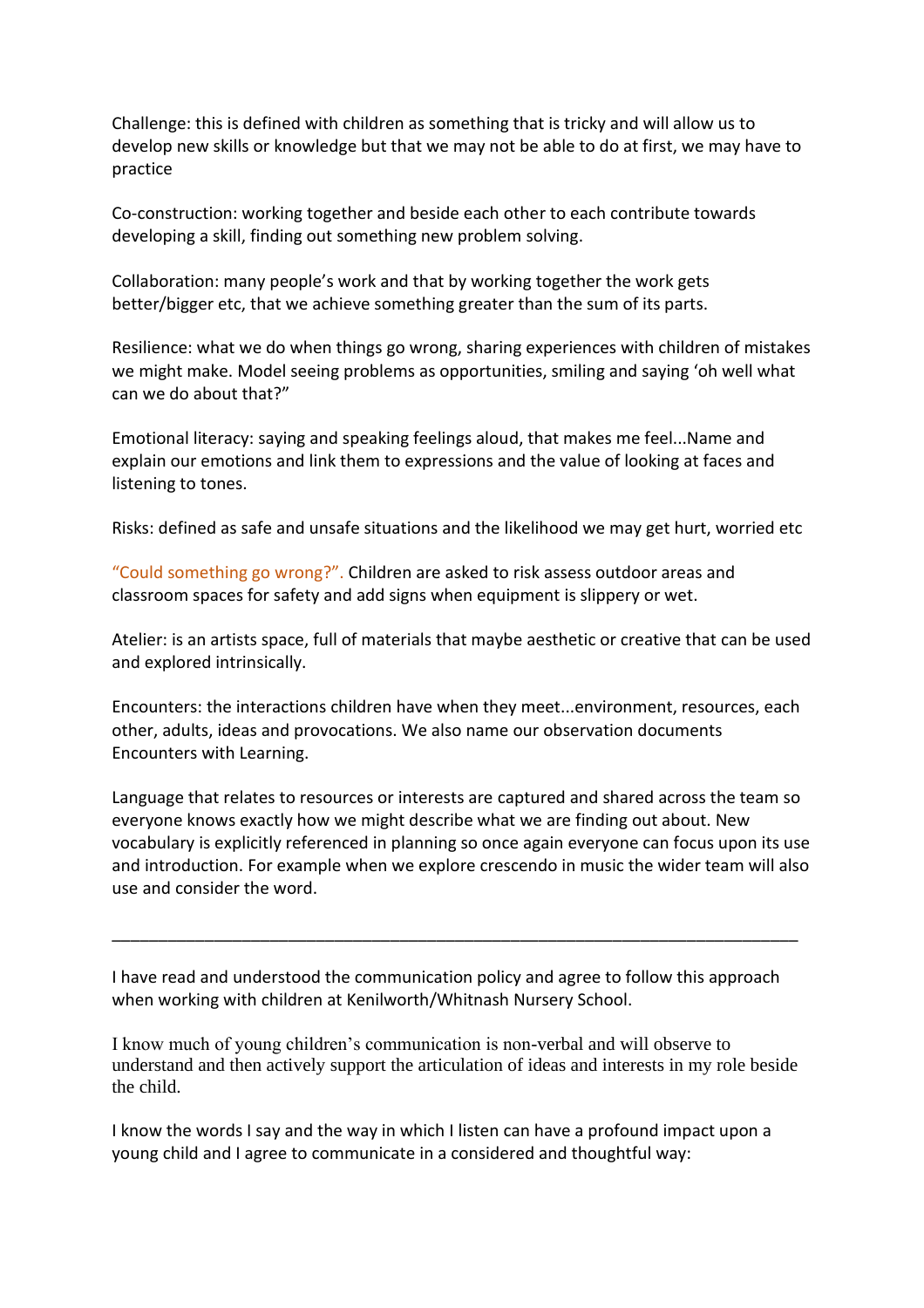Challenge: this is defined with children as something that is tricky and will allow us to develop new skills or knowledge but that we may not be able to do at first, we may have to practice

Co-construction: working together and beside each other to each contribute towards developing a skill, finding out something new problem solving.

Collaboration: many people's work and that by working together the work gets better/bigger etc, that we achieve something greater than the sum of its parts.

Resilience: what we do when things go wrong, sharing experiences with children of mistakes we might make. Model seeing problems as opportunities, smiling and saying 'oh well what can we do about that?"

Emotional literacy: saying and speaking feelings aloud, that makes me feel...Name and explain our emotions and link them to expressions and the value of looking at faces and listening to tones.

Risks: defined as safe and unsafe situations and the likelihood we may get hurt, worried etc

"Could something go wrong?". Children are asked to risk assess outdoor areas and classroom spaces for safety and add signs when equipment is slippery or wet.

Atelier: is an artists space, full of materials that maybe aesthetic or creative that can be used and explored intrinsically.

Encounters: the interactions children have when they meet...environment, resources, each other, adults, ideas and provocations. We also name our observation documents Encounters with Learning.

Language that relates to resources or interests are captured and shared across the team so everyone knows exactly how we might describe what we are finding out about. New vocabulary is explicitly referenced in planning so once again everyone can focus upon its use and introduction. For example when we explore crescendo in music the wider team will also use and consider the word.

---

I have read and understood the communication policy and agree to follow this approach when working with children at Kenilworth/Whitnash Nursery School.

I know much of young children's communication is non-verbal and will observe to understand and then actively support the articulation of ideas and interests in my role beside the child.

I know the words I say and the way in which I listen can have a profound impact upon a young child and I agree to communicate in a considered and thoughtful way: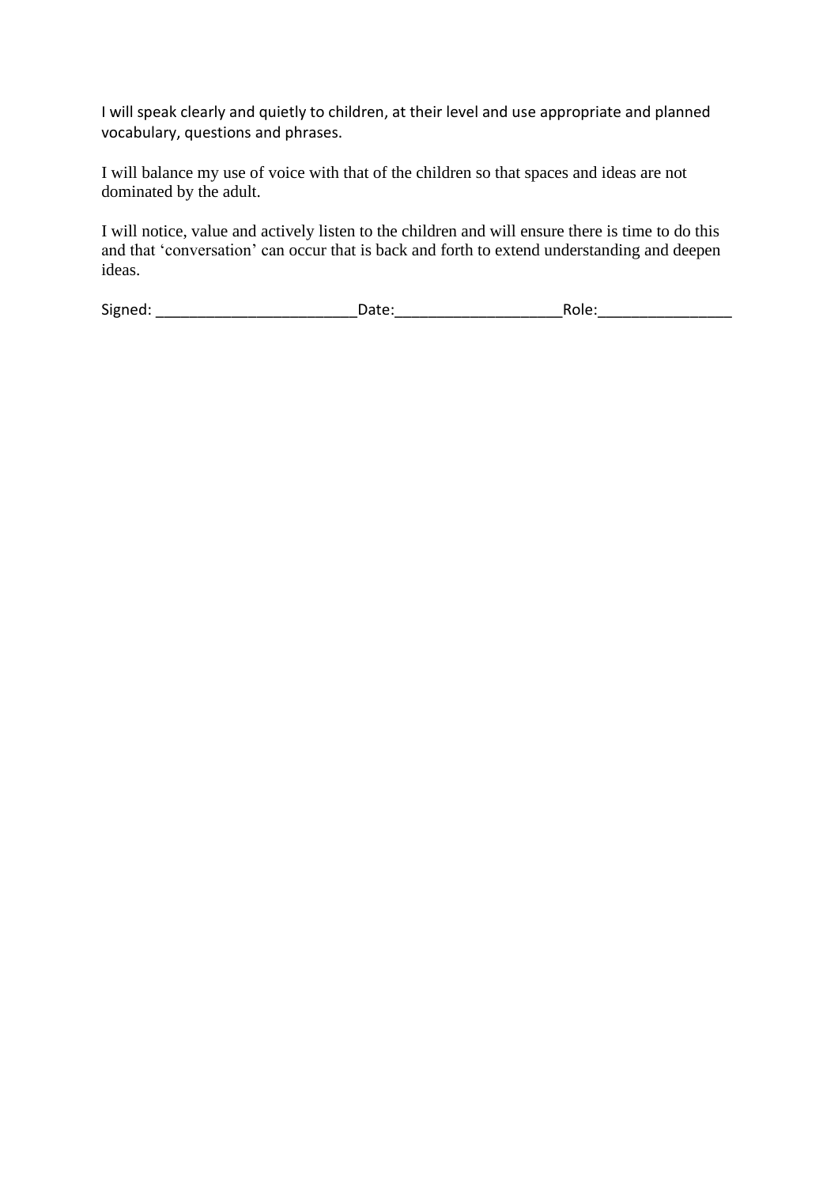I will speak clearly and quietly to children, at their level and use appropriate and planned vocabulary, questions and phrases.

I will balance my use of voice with that of the children so that spaces and ideas are not dominated by the adult.

I will notice, value and actively listen to the children and will ensure there is time to do this and that 'conversation' can occur that is back and forth to extend understanding and deepen ideas.

Signed: ________________________Date:____________________Role:________________